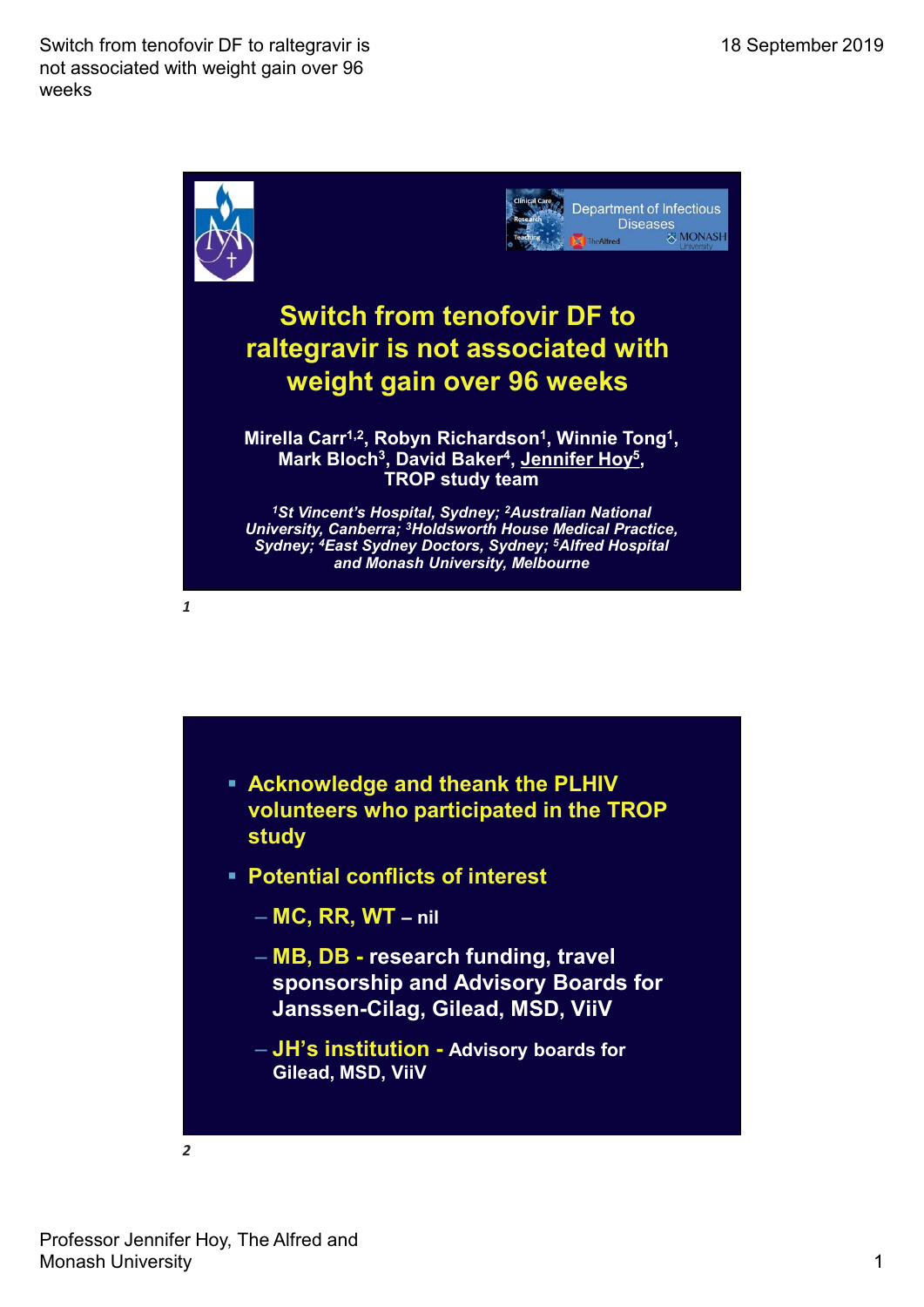# Switch from tenofovir DF to raltegravir is not associated with weight gain over 96 weeks

**Mirella Carr[1,2], Robyn Richardson[1], Winnie Tong[1], Mark Bloch[3], David Baker[4], Jennifer Hoy[5], TROP study team**

*[1]St Vincent's Hospital, Sydney; [2]Australian National University, Canberra; [3]Holdsworth House Medical Practice, Sydney; [4]East Sydney Doctors, Sydney; [5]Alfred Hospital and Monash University, Melbourne*

- **Acknowledge and theank the PLHIV volunteers who participated in the TROP study**
- **Potential conflicts of interest**
  - **MC, RR, WT** – nil
  - **MB, DB** - research funding, travel sponsorship and Advisory Boards for Janssen-Cilag, Gilead, MSD, ViiV
  - **JH's institution** - Advisory boards for Gilead, MSD, ViiV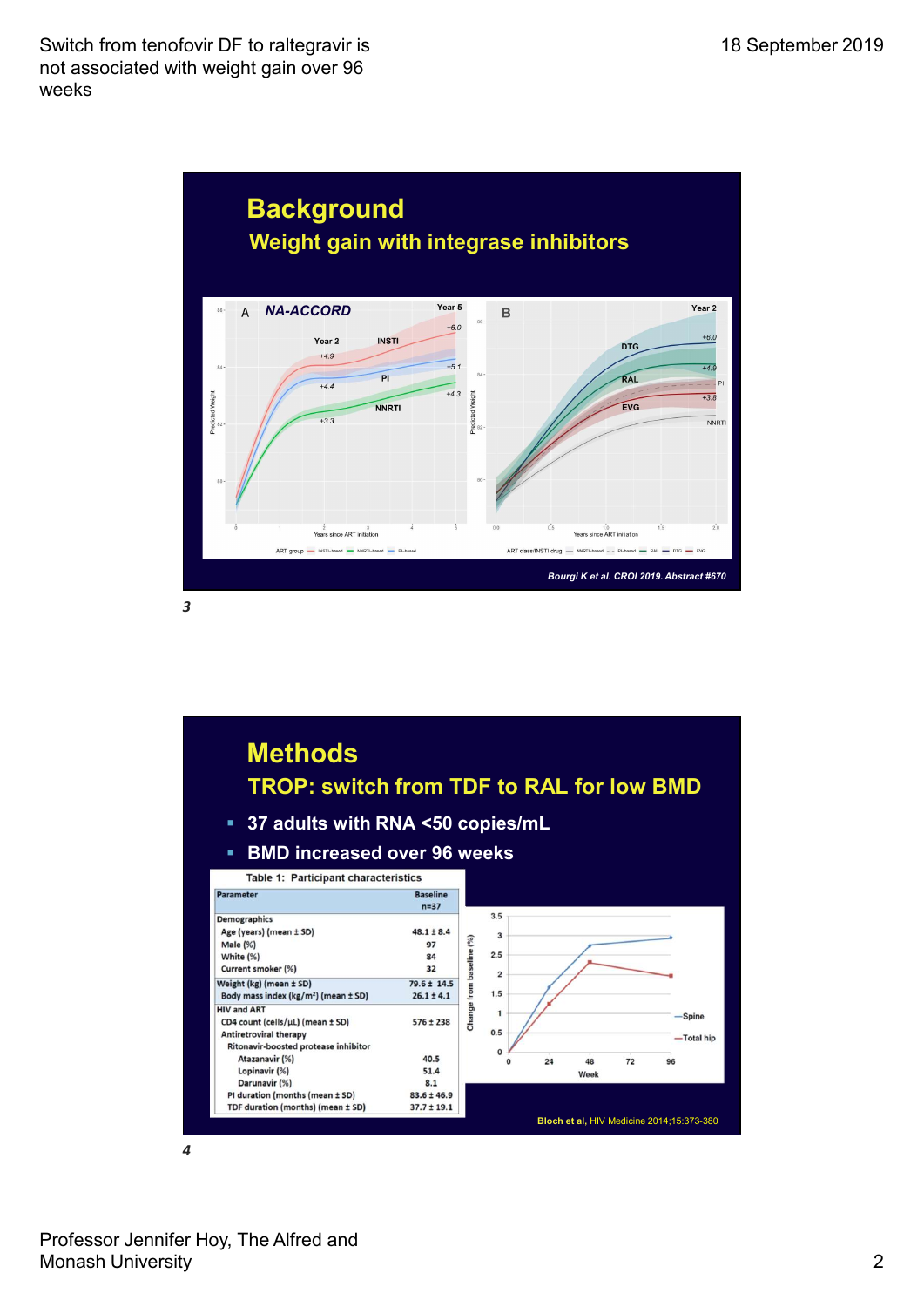## Background

### Weight gain with integrase inhibitors

Bourgi K et al. CROI 2019. Abstract #670

*3*

## Methods

### TROP: switch from TDF to RAL for low BMD

- 37 adults with RNA <50 copies/mL
- BMD increased over 96 weeks

Table 1: Participant characteristics

| Parameter | Baseline n=37 |
|---|---|
| **Demographics** | |
| Age (years) (mean ± SD) | 48.1 ± 8.4 |
| Male (%) | 97 |
| White (%) | 84 |
| Current smoker (%) | 32 |
| Weight (kg) (mean ± SD) | 79.6 ± 14.5 |
| Body mass index (kg/m²) (mean ± SD) | 26.1 ± 4.1 |
| **HIV and ART** | |
| CD4 count (cells/µL) (mean ± SD) | 576 ± 238 |
| Antiretroviral therapy | |
| Ritonavir-boosted protease inhibitor | |
| Atazanavir (%) | 40.5 |
| Lopinavir (%) | 51.4 |
| Darunavir (%) | 8.1 |
| PI duration (months (mean ± SD) | 83.6 ± 46.9 |
| TDF duration (months) (mean ± SD) | 37.7 ± 19.1 |

Bloch et al, HIV Medicine 2014;15:373-380

*4*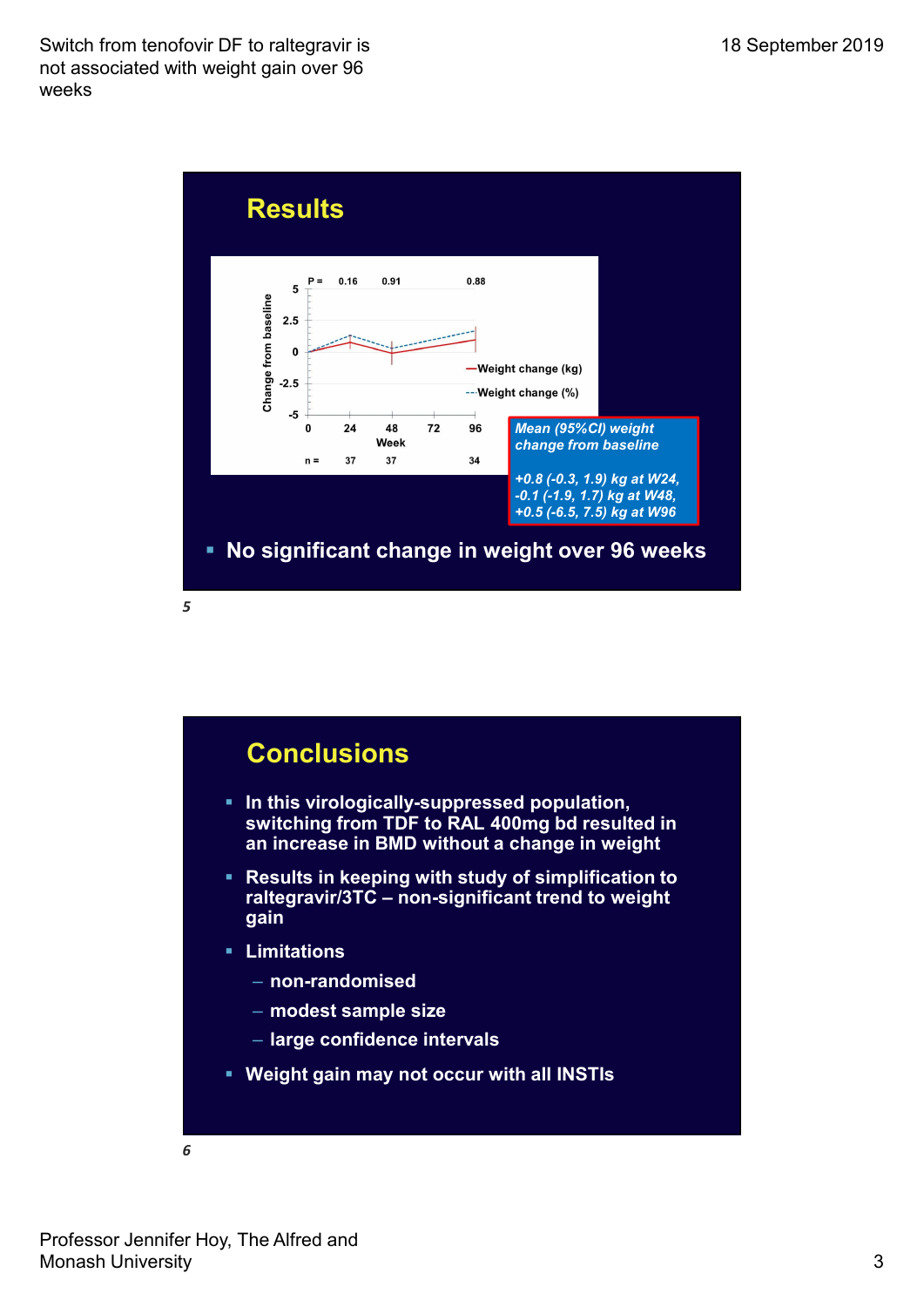## Results

P = 0.16 0.91 0.88

5
2.5
0
-2.5
-5

Change from baseline

0 24 48 72 96

Week

n = 37 37 34

Weight change (kg)

Weight change (%)

*Mean (95%CI) weight change from baseline*

*+0.8 (-0.3, 1.9) kg at W24,*
*-0.1 (-1.9, 1.7) kg at W48,*
*+0.5 (-6.5, 7.5) kg at W96*

- **No significant change in weight over 96 weeks**

5

## Conclusions

- **In this virologically-suppressed population, switching from TDF to RAL 400mg bd resulted in an increase in BMD without a change in weight**
- **Results in keeping with study of simplification to raltegravir/3TC – non-significant trend to weight gain**
- **Limitations**
  - **non-randomised**
  - **modest sample size**
  - **large confidence intervals**
- **Weight gain may not occur with all INSTIs**

6